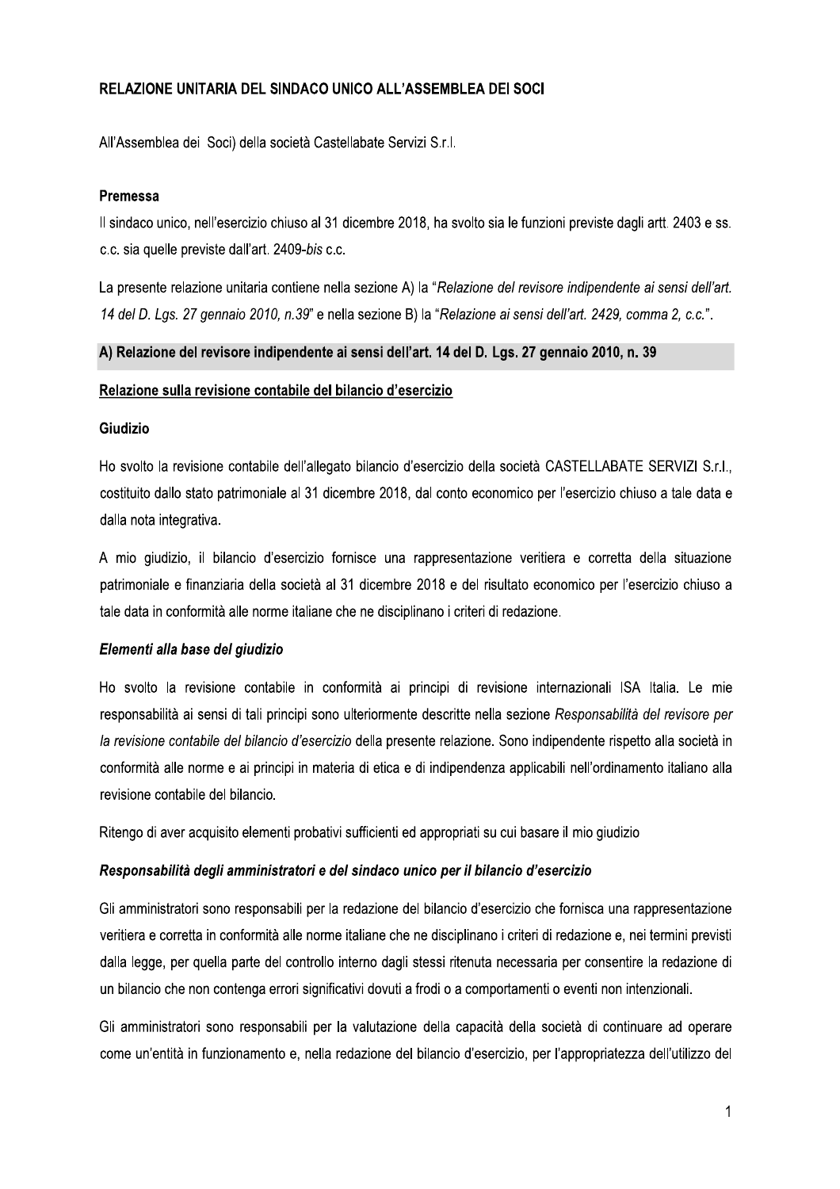# RELAZIONE UNITARIA DEL SINDACO UNICO ALL'ASSEMBLEA DEI SOCI

All'Assemblea dei Soci) della società Castellabate Servizi S.r.l.

### Premessa

Il sindaco unico, nell'esercizio chiuso al 31 dicembre 2018, ha svolto sia le funzioni previste dagli artt. 2403 e ss. c.c. sia quelle previste dall'art. 2409-*bis* c.c.

La presente relazione unitaria contiene nella sezione A) la "*Relazione del revisore indipendente ai sensi dell'art. 14 del D. Lgs. 27 gennaio 2010, n.39*" e nella sezione B) la "*Relazione ai sensi dell'art. 2429, comma 2, c.c.*".

## A) Relazione del revisore indipendente ai sensi dell'art. 14 del D. Lgs. 27 gennaio 2010, n. 39

### Relazione sulla revisione contabile del bilancio d'esercizio

### Giudizio

Ho svolto la revisione contabile dell'allegato bilancio d'esercizio della società CASTELLABATE SERVIZI S.r.l., costituito dallo stato patrimoniale al 31 dicembre 2018, dal conto economico per l'esercizio chiuso a tale data e dalla nota integrativa.

A mio giudizio, il bilancio d'esercizio fornisce una rappresentazione veritiera e corretta della situazione patrimoniale e finanziaria della società al 31 dicembre 2018 e del risultato economico per l'esercizio chiuso a tale data in conformità alle norme italiane che ne disciplinano i criteri di redazione.

### *Elementi alla base del giudizio*

Ho svolto la revisione contabile in conformità ai principi di revisione internazionali ISA Italia. Le mie responsabilità ai sensi di tali principi sono ulteriormente descritte nella sezione *Responsabilità del revisore per la revisione contabile del bilancio d'esercizio* della presente relazione. Sono indipendente rispetto alla società in conformità alle norme e ai principi in materia di etica e di indipendenza applicabili nell'ordinamento italiano alla revisione contabile del bilancio.

Ritengo di aver acquisito elementi probativi sufficienti ed appropriati su cui basare il mio giudizio

### *Responsabilità degli amministratori e del sindaco unico per il bilancio d'esercizio*

Gli amministratori sono responsabili per la redazione del bilancio d'esercizio che fornisca una rappresentazione veritiera e corretta in conformità alle norme italiane che ne disciplinano i criteri di redazione e, nei termini previsti dalla legge, per quella parte del controllo interno dagli stessi ritenuta necessaria per consentire la redazione di un bilancio che non contenga errori significativi dovuti a frodi o a comportamenti o eventi non intenzionali.

Gli amministratori sono responsabili per la valutazione della capacità della società di continuare ad operare come un'entità in funzionamento e, nella redazione del bilancio d'esercizio, per l'appropriatezza dell'utilizzo del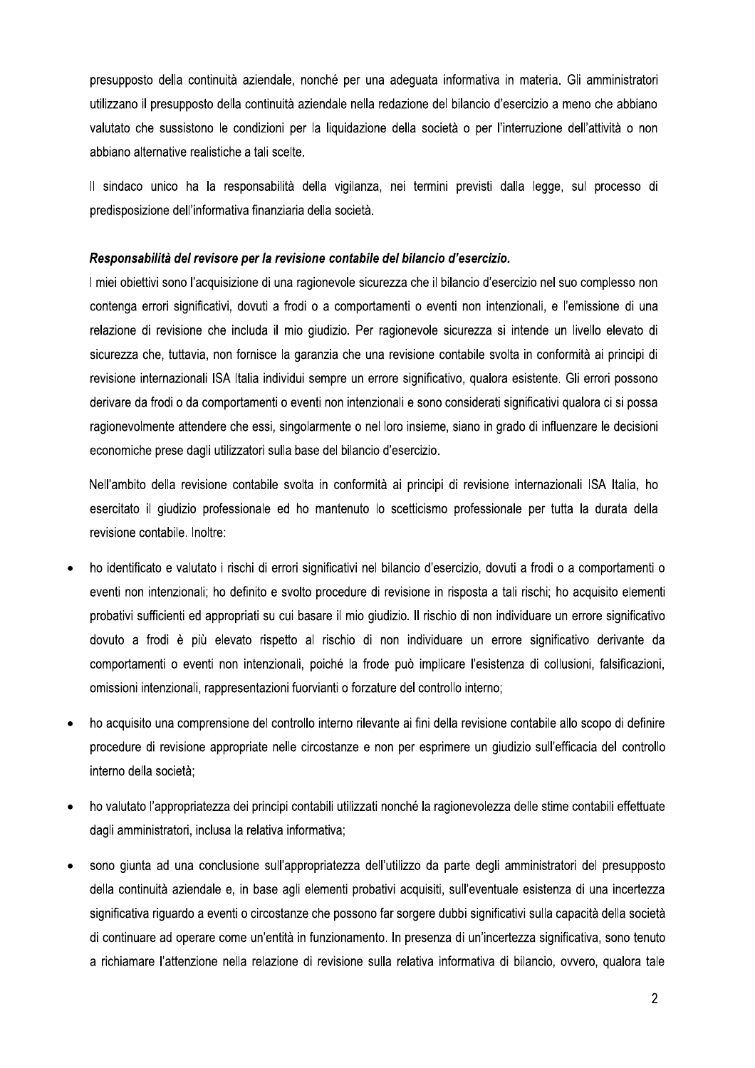presupposto della continuità aziendale, nonché per una adeguata informativa in materia. Gli amministratori utilizzano il presupposto della continuità aziendale nella redazione del bilancio d'esercizio a meno che abbiano valutato che sussistono le condizioni per la liquidazione della società o per l'interruzione dell'attività o non abbiano alternative realistiche a tali scelte.

Il sindaco unico ha la responsabilità della vigilanza, nei termini previsti dalla legge, sul processo di predisposizione dell'informativa finanziaria della società.

***Responsabilità del revisore per la revisione contabile del bilancio d'esercizio.***

I miei obiettivi sono l'acquisizione di una ragionevole sicurezza che il bilancio d'esercizio nel suo complesso non contenga errori significativi, dovuti a frodi o a comportamenti o eventi non intenzionali, e l'emissione di una relazione di revisione che includa il mio giudizio. Per ragionevole sicurezza si intende un livello elevato di sicurezza che, tuttavia, non fornisce la garanzia che una revisione contabile svolta in conformità ai principi di revisione internazionali ISA Italia individui sempre un errore significativo, qualora esistente. Gli errori possono derivare da frodi o da comportamenti o eventi non intenzionali e sono considerati significativi qualora ci si possa ragionevolmente attendere che essi, singolarmente o nel loro insieme, siano in grado di influenzare le decisioni economiche prese dagli utilizzatori sulla base del bilancio d'esercizio.

Nell'ambito della revisione contabile svolta in conformità ai principi di revisione internazionali ISA Italia, ho esercitato il giudizio professionale ed ho mantenuto lo scetticismo professionale per tutta la durata della revisione contabile. Inoltre:

- ho identificato e valutato i rischi di errori significativi nel bilancio d'esercizio, dovuti a frodi o a comportamenti o eventi non intenzionali; ho definito e svolto procedure di revisione in risposta a tali rischi; ho acquisito elementi probativi sufficienti ed appropriati su cui basare il mio giudizio. Il rischio di non individuare un errore significativo dovuto a frodi è più elevato rispetto al rischio di non individuare un errore significativo derivante da comportamenti o eventi non intenzionali, poiché la frode può implicare l'esistenza di collusioni, falsificazioni, omissioni intenzionali, rappresentazioni fuorvianti o forzature del controllo interno;

- ho acquisito una comprensione del controllo interno rilevante ai fini della revisione contabile allo scopo di definire procedure di revisione appropriate nelle circostanze e non per esprimere un giudizio sull'efficacia del controllo interno della società;

- ho valutato l'appropriatezza dei principi contabili utilizzati nonché la ragionevolezza delle stime contabili effettuate dagli amministratori, inclusa la relativa informativa;

- sono giunta ad una conclusione sull'appropriatezza dell'utilizzo da parte degli amministratori del presupposto della continuità aziendale e, in base agli elementi probativi acquisiti, sull'eventuale esistenza di una incertezza significativa riguardo a eventi o circostanze che possono far sorgere dubbi significativi sulla capacità della società di continuare ad operare come un'entità in funzionamento. In presenza di un'incertezza significativa, sono tenuto a richiamare l'attenzione nella relazione di revisione sulla relativa informativa di bilancio, ovvero, qualora tale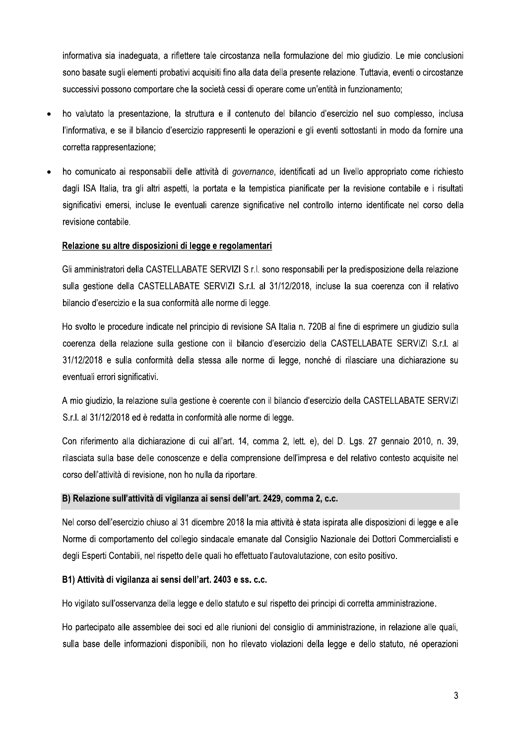informativa sia inadeguata, a riflettere tale circostanza nella formulazione del mio giudizio. Le mie conclusioni sono basate sugli elementi probativi acquisiti fino alla data della presente relazione. Tuttavia, eventi o circostanze successivi possono comportare che la società cessi di operare come un'entità in funzionamento;

- ho valutato la presentazione, la struttura e il contenuto del bilancio d'esercizio nel suo complesso, inclusa l'informativa, e se il bilancio d'esercizio rappresenti le operazioni e gli eventi sottostanti in modo da fornire una corretta rappresentazione;
- ho comunicato ai responsabili delle attività di *governance*, identificati ad un livello appropriato come richiesto dagli ISA Italia, tra gli altri aspetti, la portata e la tempistica pianificate per la revisione contabile e i risultati significativi emersi, incluse le eventuali carenze significative nel controllo interno identificate nel corso della revisione contabile.

**Relazione su altre disposizioni di legge e regolamentari**

Gli amministratori della CASTELLABATE SERVIZI S.r.l. sono responsabili per la predisposizione della relazione sulla gestione della CASTELLABATE SERVIZI S.r.l. al 31/12/2018, incluse la sua coerenza con il relativo bilancio d'esercizio e la sua conformità alle norme di legge.

Ho svolto le procedure indicate nel principio di revisione SA Italia n. 720B al fine di esprimere un giudizio sulla coerenza della relazione sulla gestione con il bilancio d'esercizio della CASTELLABATE SERVIZI S.r.l. al 31/12/2018 e sulla conformità della stessa alle norme di legge, nonché di rilasciare una dichiarazione su eventuali errori significativi.

A mio giudizio, la relazione sulla gestione è coerente con il bilancio d'esercizio della CASTELLABATE SERVIZI S.r.l. al 31/12/2018 ed è redatta in conformità alle norme di legge.

Con riferimento alla dichiarazione di cui all'art. 14, comma 2, lett. e), del D. Lgs. 27 gennaio 2010, n. 39, rilasciata sulla base delle conoscenze e della comprensione dell'impresa e del relativo contesto acquisite nel corso dell'attività di revisione, non ho nulla da riportare.

### B) Relazione sull'attività di vigilanza ai sensi dell'art. 2429, comma 2, c.c.

Nel corso dell'esercizio chiuso al 31 dicembre 2018 la mia attività è stata ispirata alle disposizioni di legge e alle Norme di comportamento del collegio sindacale emanate dal Consiglio Nazionale dei Dottori Commercialisti e degli Esperti Contabili, nel rispetto delle quali ho effettuato l'autovalutazione, con esito positivo.

#### B1) Attività di vigilanza ai sensi dell'art. 2403 e ss. c.c.

Ho vigilato sull'osservanza della legge e dello statuto e sul rispetto dei principi di corretta amministrazione.

Ho partecipato alle assemblee dei soci ed alle riunioni del consiglio di amministrazione, in relazione alle quali, sulla base delle informazioni disponibili, non ho rilevato violazioni della legge e dello statuto, né operazioni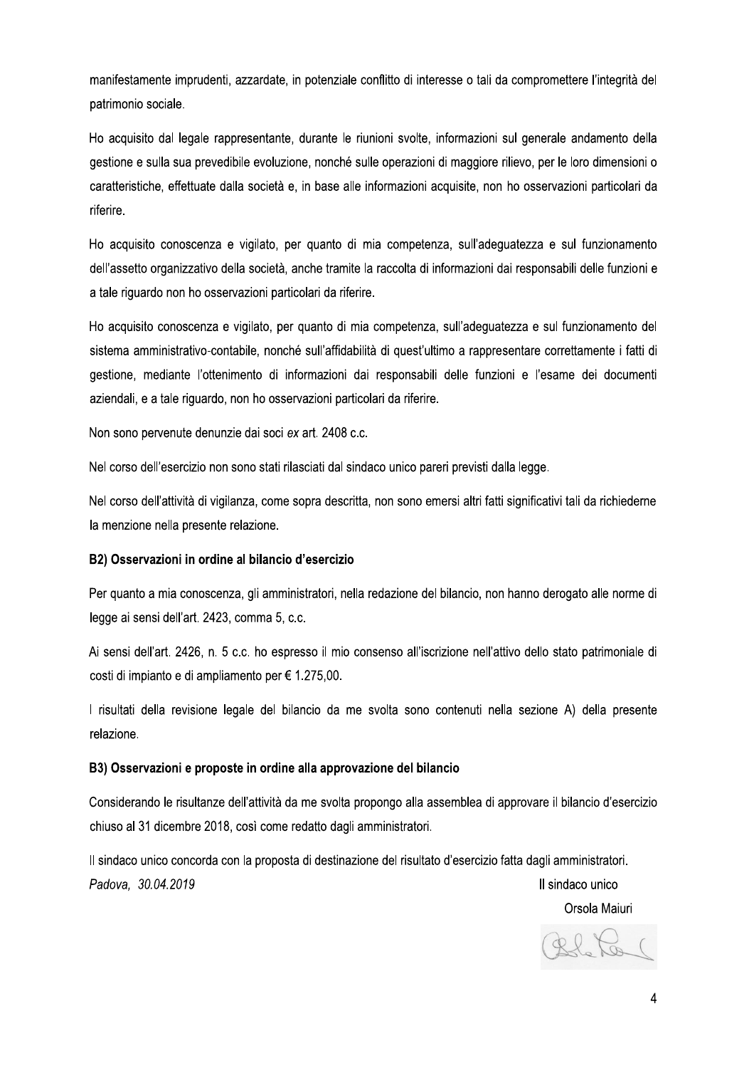manifestamente imprudenti, azzardate, in potenziale conflitto di interesse o tali da compromettere l'integrità del patrimonio sociale.

Ho acquisito dal legale rappresentante, durante le riunioni svolte, informazioni sul generale andamento della gestione e sulla sua prevedibile evoluzione, nonché sulle operazioni di maggiore rilievo, per le loro dimensioni o caratteristiche, effettuate dalla società e, in base alle informazioni acquisite, non ho osservazioni particolari da riferire.

Ho acquisito conoscenza e vigilato, per quanto di mia competenza, sull'adeguatezza e sul funzionamento dell'assetto organizzativo della società, anche tramite la raccolta di informazioni dai responsabili delle funzioni e a tale riguardo non ho osservazioni particolari da riferire.

Ho acquisito conoscenza e vigilato, per quanto di mia competenza, sull'adeguatezza e sul funzionamento del sistema amministrativo-contabile, nonché sull'affidabilità di quest'ultimo a rappresentare correttamente i fatti di gestione, mediante l'ottenimento di informazioni dai responsabili delle funzioni e l'esame dei documenti aziendali, e a tale riguardo, non ho osservazioni particolari da riferire.

Non sono pervenute denunzie dai soci *ex* art. 2408 c.c.

Nel corso dell'esercizio non sono stati rilasciati dal sindaco unico pareri previsti dalla legge.

Nel corso dell'attività di vigilanza, come sopra descritta, non sono emersi altri fatti significativi tali da richiederne la menzione nella presente relazione.

**B2) Osservazioni in ordine al bilancio d'esercizio**

Per quanto a mia conoscenza, gli amministratori, nella redazione del bilancio, non hanno derogato alle norme di legge ai sensi dell'art. 2423, comma 5, c.c.

Ai sensi dell'art. 2426, n. 5 c.c. ho espresso il mio consenso all'iscrizione nell'attivo dello stato patrimoniale di costi di impianto e di ampliamento per € 1.275,00.

I risultati della revisione legale del bilancio da me svolta sono contenuti nella sezione A) della presente relazione.

**B3) Osservazioni e proposte in ordine alla approvazione del bilancio**

Considerando le risultanze dell'attività da me svolta propongo alla assemblea di approvare il bilancio d'esercizio chiuso al 31 dicembre 2018, così come redatto dagli amministratori.

Il sindaco unico concorda con la proposta di destinazione del risultato d'esercizio fatta dagli amministratori.

*Padova, 30.04.2019*

Il sindaco unico

Orsola Maiuri